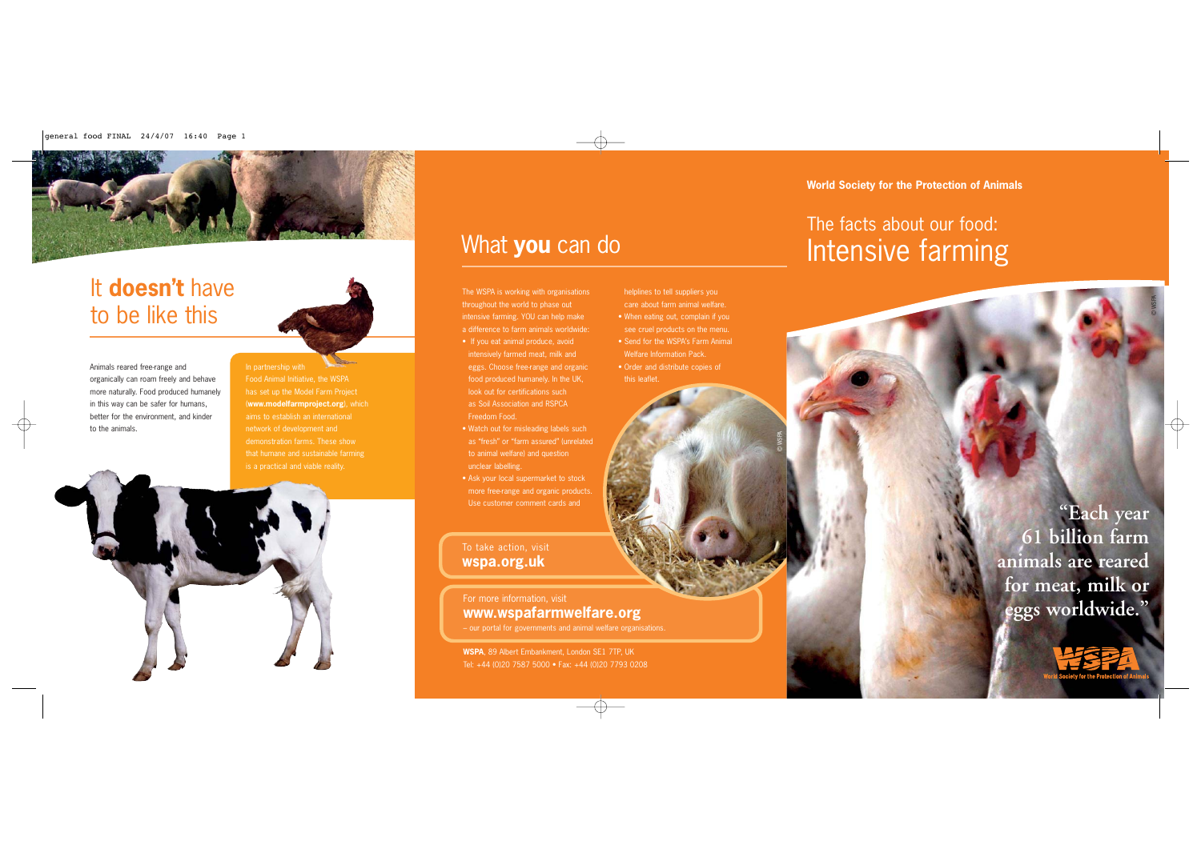## It **doesn't** have to be like this

Animals reared free-range and organically can roam freely and behave more naturally. Food produced humanely in this way can be safer for humans, better for the environment, and kinder to the animals.

In partnership with Food Animal Initiative, the WSPA has set up the Model Farm Project (**www.modelfarmproject.org**), which aims to establish an international network of development and demonstration farms. These show that humane and sustainable farming is a practical and viable reality.

## What **you** can do

The WSPA is working with organisations throughout the world to phase out intensive farming. YOU can help make a difference to farm animals worldwide:

- If you eat animal produce, avoid intensively farmed meat, milk and eggs. Choose free-range and organic food produced humanely. In the UK, look out for certifications such as Soil Association and RSPCA Freedom Food.
- Watch out for misleading labels such as "fresh" or "farm assured" (unrelated to animal welfare) and question unclear labelling.
- Ask your local supermarket to stock more free-range and organic products. Use customer comment cards and helplines to tell suppliers you care about farm animal welfare.
- When eating out, complain if you see cruel products on the menu.
- Send for the WSPA's Farm Animal Welfare Information Pack.
- Order and distribute copies of this leaflet.

To take action, visit
**wspa.org.uk**

For more information, visit
**www.wspafarmwelfare.org**
– our portal for governments and animal welfare organisations.

**WSPA**, 89 Albert Embankment, London SE1 7TP, UK
Tel: +44 (0)20 7587 5000 • Fax: +44 (0)20 7793 0208

© WSPA

**World Society for the Protection of Animals**

# The facts about our food: Intensive farming

© WSPA

**"Each year 61 billion farm animals are reared for meat, milk or eggs worldwide."**

WSPA
World Society for the Protection of Animals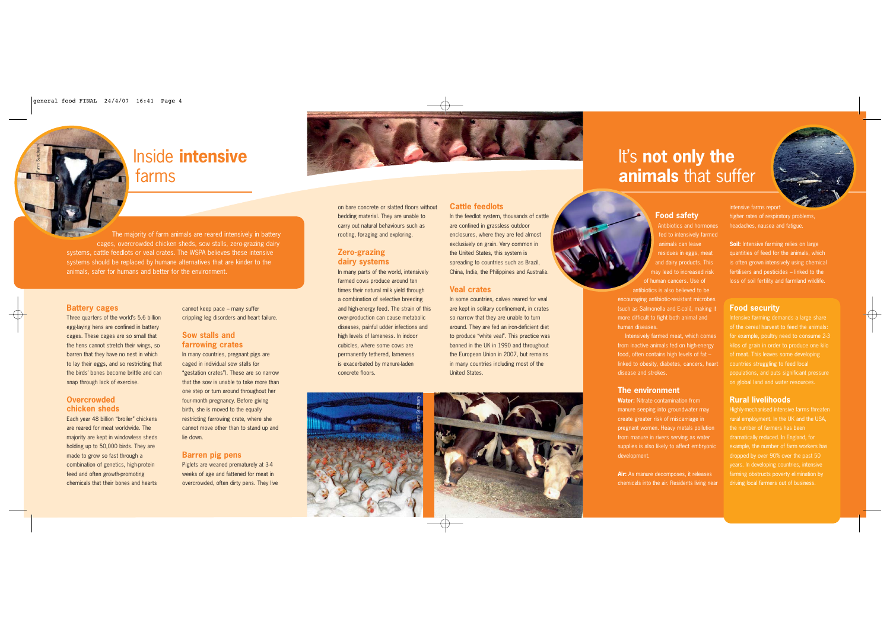# Inside **intensive** farms

The majority of farm animals are reared intensively in battery cages, overcrowded chicken sheds, sow stalls, zero-grazing dairy systems, cattle feedlots or veal crates. The WSPA believes these intensive systems should be replaced by humane alternatives that are kinder to the animals, safer for humans and better for the environment.

## Battery cages

Three quarters of the world's 5.6 billion egg-laying hens are confined in battery cages. These cages are so small that the hens cannot stretch their wings, so barren that they have no nest in which to lay their eggs, and so restricting that the birds' bones become brittle and can snap through lack of exercise.

## Overcrowded chicken sheds

Each year 48 billion "broiler" chickens are reared for meat worldwide. The majority are kept in windowless sheds holding up to 50,000 birds. They are made to grow so fast through a combination of genetics, high-protein feed and often growth-promoting chemicals that their bones and hearts cannot keep pace – many suffer crippling leg disorders and heart failure.

## Sow stalls and farrowing crates

In many countries, pregnant pigs are caged in individual sow stalls (or "gestation crates"). These are so narrow that the sow is unable to take more than one step or turn around throughout her four-month pregnancy. Before giving birth, she is moved to the equally restricting farrowing crate, where she cannot move other than to stand up and lie down.

## Barren pig pens

Piglets are weaned prematurely at 3-4 weeks of age and fattened for meat in overcrowded, often dirty pens. They live on bare concrete or slatted floors without bedding material. They are unable to carry out natural behaviours such as rooting, foraging and exploring.

## Zero-grazing dairy systems

In many parts of the world, intensively farmed cows produce around ten times their natural milk yield through a combination of selective breeding and high-energy feed. The strain of this over-production can cause metabolic diseases, painful udder infections and high levels of lameness. In indoor cubicles, where some cows are permanently tethered, lameness is exacerbated by manure-laden concrete floors.

## Cattle feedlots

In the feedlot system, thousands of cattle are confined in grassless outdoor enclosures, where they are fed almost exclusively on grain. Very common in the United States, this system is spreading to countries such as Brazil, China, India, the Philippines and Australia.

## Veal crates

In some countries, calves reared for veal are kept in solitary confinement, in crates so narrow that they are unable to turn around. They are fed an iron-deficient diet to produce "white veal". This practice was banned in the UK in 1990 and throughout the European Union in 2007, but remains in many countries including most of the United States.

# It's **not only the animals** that suffer

## Food safety

Antibiotics and hormones fed to intensively farmed animals can leave residues in eggs, meat and dairy products. This may lead to increased risk of human cancers. Use of antibiotics is also believed to be encouraging antibiotic-resistant microbes (such as Salmonella and E-coli), making it more difficult to fight both animal and human diseases.

Intensively farmed meat, which comes from inactive animals fed on high-energy food, often contains high levels of fat – linked to obesity, diabetes, cancers, heart disease and strokes.

## The environment

**Water:** Nitrate contamination from manure seeping into groundwater may create greater risk of miscarriage in pregnant women. Heavy metals pollution from manure in rivers serving as water supplies is also likely to affect embryonic development.

**Air:** As manure decomposes, it releases chemicals into the air. Residents living near intensive farms report higher rates of respiratory problems, headaches, nausea and fatigue.

**Soil:** Intensive farming relies on large quantities of feed for the animals, which is often grown intensively using chemical fertilisers and pesticides – linked to the loss of soil fertility and farmland wildlife.

## Food security

Intensive farming demands a large share of the cereal harvest to feed the animals: for example, poultry need to consume 2-3 kilos of grain in order to produce one kilo of meat. This leaves some developing countries struggling to feed local populations, and puts significant pressure on global land and water resources.

## Rural livelihoods

Highly-mechanised intensive farms threaten rural employment. In the UK and the USA, the number of farmers has been dramatically reduced. In England, for example, the number of farm workers has dropped by over 90% over the past 50 years. In developing countries, intensive farming obstructs poverty elimination by driving local farmers out of business.